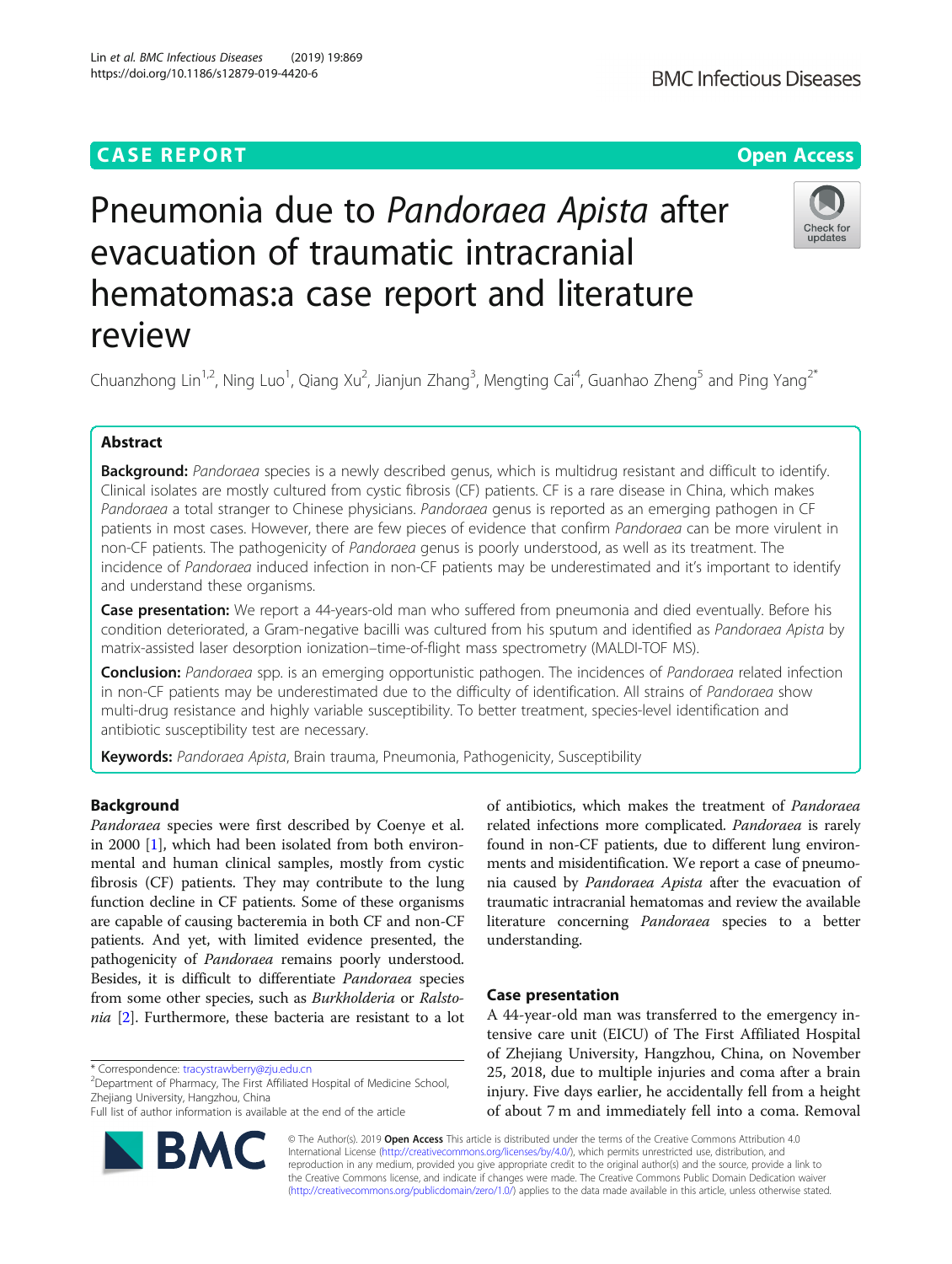CASE REPORT

Open Access

# Pneumonia due to *Pandoraea Apista* after evacuation of traumatic intracranial hematomas:a case report and literature review

Chuanzhong Lin[1,2], Ning Luo[1], Qiang Xu[2], Jianjun Zhang[3], Mengting Cai[4], Guanhao Zheng[5] and Ping Yang[2*]

## Abstract

**Background:** *Pandoraea* species is a newly described genus, which is multidrug resistant and difficult to identify. Clinical isolates are mostly cultured from cystic fibrosis (CF) patients. CF is a rare disease in China, which makes *Pandoraea* a total stranger to Chinese physicians. *Pandoraea* genus is reported as an emerging pathogen in CF patients in most cases. However, there are few pieces of evidence that confirm *Pandoraea* can be more virulent in non-CF patients. The pathogenicity of *Pandoraea* genus is poorly understood, as well as its treatment. The incidence of *Pandoraea* induced infection in non-CF patients may be underestimated and it's important to identify and understand these organisms.

**Case presentation:** We report a 44-years-old man who suffered from pneumonia and died eventually. Before his condition deteriorated, a Gram-negative bacilli was cultured from his sputum and identified as *Pandoraea Apista* by matrix-assisted laser desorption ionization–time-of-flight mass spectrometry (MALDI-TOF MS).

**Conclusion:** *Pandoraea* spp. is an emerging opportunistic pathogen. The incidences of *Pandoraea* related infection in non-CF patients may be underestimated due to the difficulty of identification. All strains of *Pandoraea* show multi-drug resistance and highly variable susceptibility. To better treatment, species-level identification and antibiotic susceptibility test are necessary.

**Keywords:** *Pandoraea Apista*, Brain trauma, Pneumonia, Pathogenicity, Susceptibility

## Background

*Pandoraea* species were first described by Coenye et al. in 2000 [1], which had been isolated from both environmental and human clinical samples, mostly from cystic fibrosis (CF) patients. They may contribute to the lung function decline in CF patients. Some of these organisms are capable of causing bacteremia in both CF and non-CF patients. And yet, with limited evidence presented, the pathogenicity of *Pandoraea* remains poorly understood. Besides, it is difficult to differentiate *Pandoraea* species from some other species, such as *Burkholderia* or *Ralstonia* [2]. Furthermore, these bacteria are resistant to a lot of antibiotics, which makes the treatment of *Pandoraea* related infections more complicated. *Pandoraea* is rarely found in non-CF patients, due to different lung environments and misidentification. We report a case of pneumonia caused by *Pandoraea Apista* after the evacuation of traumatic intracranial hematomas and review the available literature concerning *Pandoraea* species to a better understanding.

## Case presentation

A 44-year-old man was transferred to the emergency intensive care unit (EICU) of The First Affiliated Hospital of Zhejiang University, Hangzhou, China, on November 25, 2018, due to multiple injuries and coma after a brain injury. Five days earlier, he accidentally fell from a height of about 7 m and immediately fell into a coma. Removal

\* Correspondence: tracystrawberry@zju.edu.cn
[2]Department of Pharmacy, The First Affiliated Hospital of Medicine School, Zhejiang University, Hangzhou, China
Full list of author information is available at the end of the article

© The Author(s). 2019 **Open Access** This article is distributed under the terms of the Creative Commons Attribution 4.0 International License (http://creativecommons.org/licenses/by/4.0/), which permits unrestricted use, distribution, and reproduction in any medium, provided you give appropriate credit to the original author(s) and the source, provide a link to the Creative Commons license, and indicate if changes were made. The Creative Commons Public Domain Dedication waiver (http://creativecommons.org/publicdomain/zero/1.0/) applies to the data made available in this article, unless otherwise stated.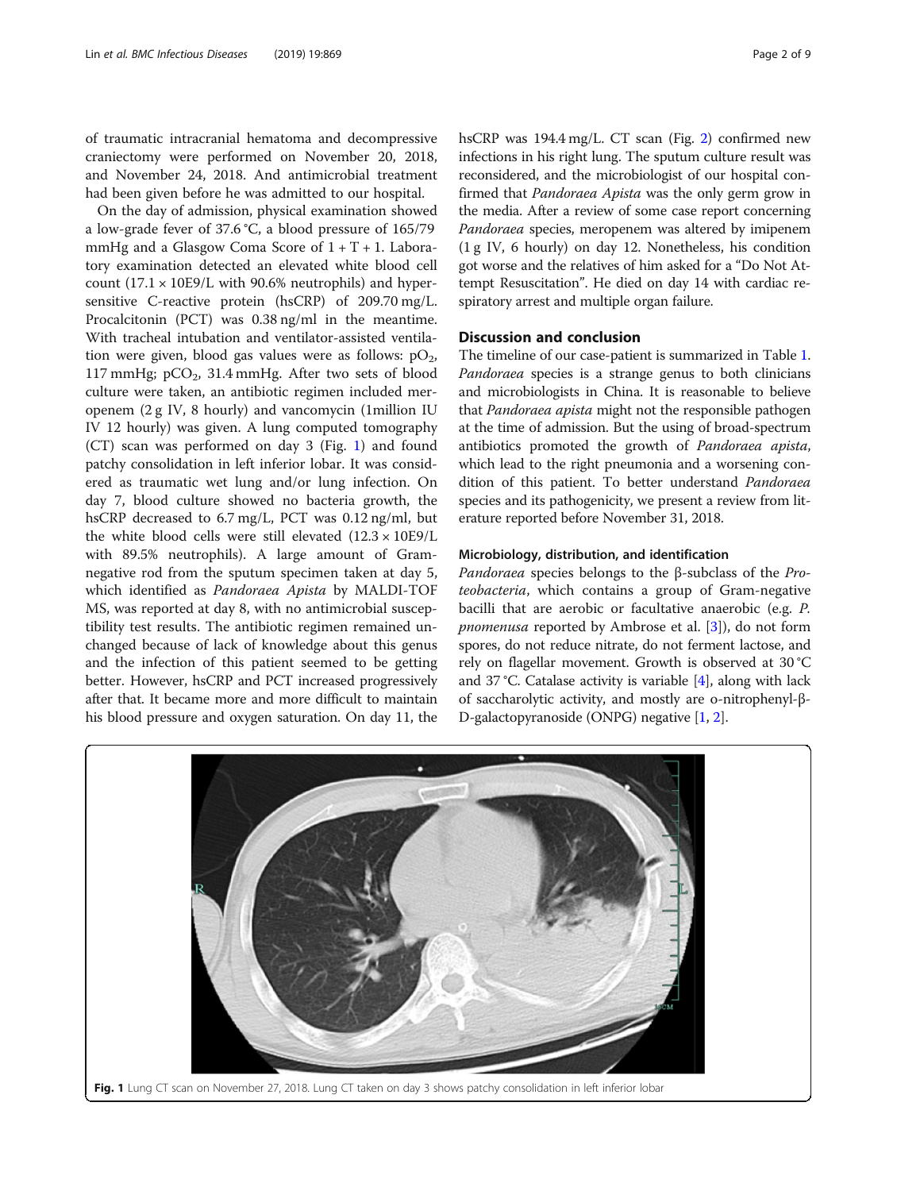of traumatic intracranial hematoma and decompressive craniectomy were performed on November 20, 2018, and November 24, 2018. And antimicrobial treatment had been given before he was admitted to our hospital.

On the day of admission, physical examination showed a low-grade fever of 37.6 °C, a blood pressure of 165/79 mmHg and a Glasgow Coma Score of 1 + T + 1. Laboratory examination detected an elevated white blood cell count (17.1 × 10E9/L with 90.6% neutrophils) and hypersensitive C-reactive protein (hsCRP) of 209.70 mg/L. Procalcitonin (PCT) was 0.38 ng/ml in the meantime. With tracheal intubation and ventilator-assisted ventilation were given, blood gas values were as follows: $pO_2$, 117 mmHg; $pCO_2$, 31.4 mmHg. After two sets of blood culture were taken, an antibiotic regimen included meropenem (2 g IV, 8 hourly) and vancomycin (1million IU IV 12 hourly) was given. A lung computed tomography (CT) scan was performed on day 3 (Fig. 1) and found patchy consolidation in left inferior lobar. It was considered as traumatic wet lung and/or lung infection. On day 7, blood culture showed no bacteria growth, the hsCRP decreased to 6.7 mg/L, PCT was 0.12 ng/ml, but the white blood cells were still elevated (12.3 × 10E9/L with 89.5% neutrophils). A large amount of Gram-negative rod from the sputum specimen taken at day 5, which identified as *Pandoraea Apista* by MALDI-TOF MS, was reported at day 8, with no antimicrobial susceptibility test results. The antibiotic regimen remained unchanged because of lack of knowledge about this genus and the infection of this patient seemed to be getting better. However, hsCRP and PCT increased progressively after that. It became more and more difficult to maintain his blood pressure and oxygen saturation. On day 11, the hsCRP was 194.4 mg/L. CT scan (Fig. 2) confirmed new infections in his right lung. The sputum culture result was reconsidered, and the microbiologist of our hospital confirmed that *Pandoraea Apista* was the only germ grow in the media. After a review of some case report concerning *Pandoraea* species, meropenem was altered by imipenem (1 g IV, 6 hourly) on day 12. Nonetheless, his condition got worse and the relatives of him asked for a "Do Not Attempt Resuscitation". He died on day 14 with cardiac respiratory arrest and multiple organ failure.

## Discussion and conclusion

The timeline of our case-patient is summarized in Table 1. *Pandoraea* species is a strange genus to both clinicians and microbiologists in China. It is reasonable to believe that *Pandoraea apista* might not the responsible pathogen at the time of admission. But the using of broad-spectrum antibiotics promoted the growth of *Pandoraea apista*, which lead to the right pneumonia and a worsening condition of this patient. To better understand *Pandoraea* species and its pathogenicity, we present a review from literature reported before November 31, 2018.

### Microbiology, distribution, and identification

*Pandoraea* species belongs to the β-subclass of the *Proteobacteria*, which contains a group of Gram-negative bacilli that are aerobic or facultative anaerobic (e.g. *P. pnomenusa* reported by Ambrose et al. [3]), do not form spores, do not reduce nitrate, do not ferment lactose, and rely on flagellar movement. Growth is observed at 30 °C and 37 °C. Catalase activity is variable [4], along with lack of saccharolytic activity, and mostly are o-nitrophenyl-β-D-galactopyranoside (ONPG) negative [1, 2].

Fig. 1 Lung CT scan on November 27, 2018. Lung CT taken on day 3 shows patchy consolidation in left inferior lobar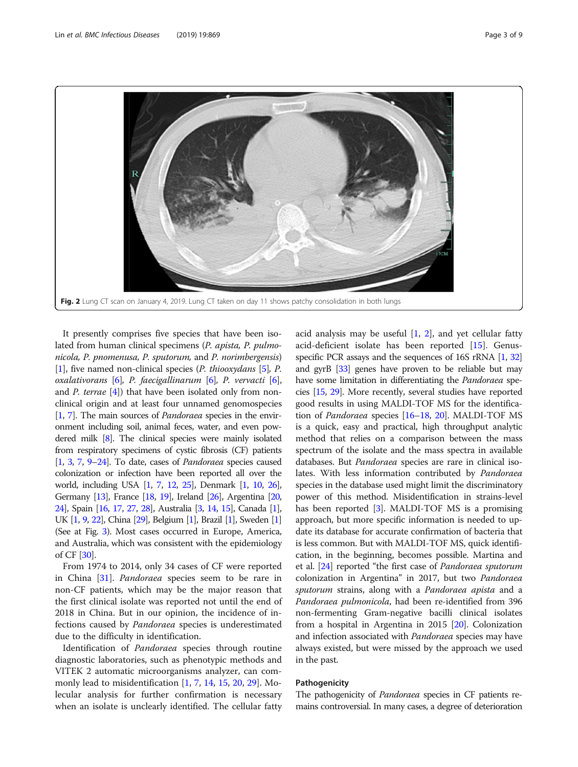**Fig. 2** Lung CT scan on January 4, 2019. Lung CT taken on day 11 shows patchy consolidation in both lungs

It presently comprises five species that have been isolated from human clinical specimens (*P. apista, P. pulmonicola, P. pnomenusa, P. sputorum,* and *P. norimbergensis*) [1], five named non-clinical species (*P. thiooxydans* [5], *P. oxalativorans* [6], *P. faecigallinarum* [6], *P. vervacti* [6], and *P. terrae* [4]) that have been isolated only from non-clinical origin and at least four unnamed genomospecies [1, 7]. The main sources of *Pandoraea* species in the environment including soil, animal feces, water, and even powdered milk [8]. The clinical species were mainly isolated from respiratory specimens of cystic fibrosis (CF) patients [1, 3, 7, 9–24]. To date, cases of *Pandoraea* species caused colonization or infection have been reported all over the world, including USA [1, 7, 12, 25], Denmark [1, 10, 26], Germany [13], France [18, 19], Ireland [26], Argentina [20, 24], Spain [16, 17, 27, 28], Australia [3, 14, 15], Canada [1], UK [1, 9, 22], China [29], Belgium [1], Brazil [1], Sweden [1] (See at Fig. 3). Most cases occurred in Europe, America, and Australia, which was consistent with the epidemiology of CF [30].

From 1974 to 2014, only 34 cases of CF were reported in China [31]. *Pandoraea* species seem to be rare in non-CF patients, which may be the major reason that the first clinical isolate was reported not until the end of 2018 in China. But in our opinion, the incidence of infections caused by *Pandoraea* species is underestimated due to the difficulty in identification.

Identification of *Pandoraea* species through routine diagnostic laboratories, such as phenotypic methods and VITEK 2 automatic microorganisms analyzer, can commonly lead to misidentification [1, 7, 14, 15, 20, 29]. Molecular analysis for further confirmation is necessary when an isolate is unclearly identified. The cellular fatty acid analysis may be useful [1, 2], and yet cellular fatty acid-deficient isolate has been reported [15]. Genus-specific PCR assays and the sequences of 16S rRNA [1, 32] and gyrB [33] genes have proven to be reliable but may have some limitation in differentiating the *Pandoraea* species [15, 29]. More recently, several studies have reported good results in using MALDI-TOF MS for the identification of *Pandoraea* species [16–18, 20]. MALDI-TOF MS is a quick, easy and practical, high throughput analytic method that relies on a comparison between the mass spectrum of the isolate and the mass spectra in available databases. But *Pandoraea* species are rare in clinical isolates. With less information contributed by *Pandoraea* species in the database used might limit the discriminatory power of this method. Misidentification in strains-level has been reported [3]. MALDI-TOF MS is a promising approach, but more specific information is needed to update its database for accurate confirmation of bacteria that is less common. But with MALDI-TOF MS, quick identification, in the beginning, becomes possible. Martina and et al. [24] reported "the first case of *Pandoraea sputorum* colonization in Argentina" in 2017, but two *Pandoraea sputorum* strains, along with a *Pandoraea apista* and a *Pandoraea pulmonicola*, had been re-identified from 396 non-fermenting Gram-negative bacilli clinical isolates from a hospital in Argentina in 2015 [20]. Colonization and infection associated with *Pandoraea* species may have always existed, but were missed by the approach we used in the past.

## Pathogenicity

The pathogenicity of *Pandoraea* species in CF patients remains controversial. In many cases, a degree of deterioration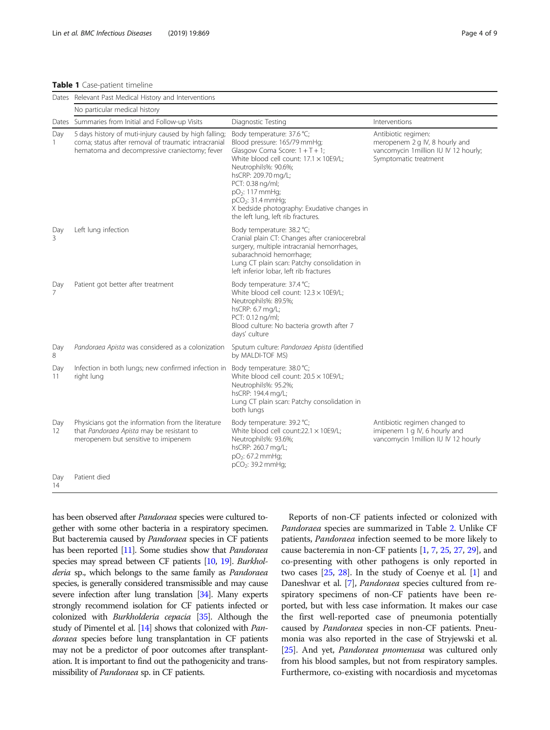**Table 1** Case-patient timeline

| Dates | Relevant Past Medical History and Interventions | | |
|---|---|---|---|
| | No particular medical history | | |
| Dates | Summaries from Initial and Follow-up Visits | Diagnostic Testing | Interventions |
| Day 1 | 5 days history of muti-injury caused by high falling; coma; status after removal of traumatic intracranial hematoma and decompressive craniectomy; fever | Body temperature: 37.6 °C; Blood pressure: 165/79 mmHg; Glasgow Coma Score: 1 + T + 1; White blood cell count: 17.1 × 10E9/L; Neutrophils%: 90.6%; hsCRP: 209.70 mg/L; PCT: 0.38 ng/ml; $pO_2$: 117 mmHg; $pCO_2$: 31.4 mmHg; X bedside photography: Exudative changes in the left lung, left rib fractures. | Antibiotic regimen: meropenem 2 g IV, 8 hourly and vancomycin 1million IU IV 12 hourly; Symptomatic treatment |
| Day 3 | Left lung infection | Body temperature: 38.2 °C; Cranial plain CT: Changes after craniocerebral surgery, multiple intracranial hemorrhages, subarachnoid hemorrhage; Lung CT plain scan: Patchy consolidation in left inferior lobar, left rib fractures | |
| Day 7 | Patient got better after treatment | Body temperature: 37.4 °C; White blood cell count: 12.3 × 10E9/L; Neutrophils%: 89.5%; hsCRP: 6.7 mg/L; PCT: 0.12 ng/ml; Blood culture: No bacteria growth after 7 days' culture | |
| Day 8 | *Pandoraea Apista* was considered as a colonization | Sputum culture: *Pandoraea Apista* (identified by MALDI-TOF MS) | |
| Day 11 | Infection in both lungs; new confirmed infection in right lung | Body temperature: 38.0 °C; White blood cell count: 20.5 × 10E9/L; Neutrophils%: 95.2%; hsCRP: 194.4 mg/L; Lung CT plain scan: Patchy consolidation in both lungs | |
| Day 12 | Physicians got the information from the literature that *Pandoraea Apista* may be resistant to meropenem but sensitive to imipenem | Body temperature: 39.2 °C; White blood cell count:22.1 × 10E9/L; Neutrophils%: 93.6%; hsCRP: 260.7 mg/L; $pO_2$: 67.2 mmHg; $pCO_2$: 39.2 mmHg; | Antibiotic regimen changed to imipenem 1 g IV, 6 hourly and vancomycin 1million IU IV 12 hourly |
| Day 14 | Patient died | | |

has been observed after *Pandoraea* species were cultured together with some other bacteria in a respiratory specimen. But bacteremia caused by *Pandoraea* species in CF patients has been reported [11]. Some studies show that *Pandoraea* species may spread between CF patients [10, 19]. *Burkholderia* sp., which belongs to the same family as *Pandoraea* species, is generally considered transmissible and may cause severe infection after lung translation [34]. Many experts strongly recommend isolation for CF patients infected or colonized with *Burkholderia cepacia* [35]. Although the study of Pimentel et al. [14] shows that colonized with *Pandoraea* species before lung transplantation in CF patients may not be a predictor of poor outcomes after transplantation. It is important to find out the pathogenicity and transmissibility of *Pandoraea* sp. in CF patients.

Reports of non-CF patients infected or colonized with *Pandoraea* species are summarized in Table 2. Unlike CF patients, *Pandoraea* infection seemed to be more likely to cause bacteremia in non-CF patients [1, 7, 25, 27, 29], and co-presenting with other pathogens is only reported in two cases [25, 28]. In the study of Coenye et al. [1] and Daneshvar et al. [7], *Pandoraea* species cultured from respiratory specimens of non-CF patients have been reported, but with less case information. It makes our case the first well-reported case of pneumonia potentially caused by *Pandoraea* species in non-CF patients. Pneumonia was also reported in the case of Stryjewski et al. [25]. And yet, *Pandoraea pnomenusa* was cultured only from his blood samples, but not from respiratory samples. Furthermore, co-existing with nocardiosis and mycetomas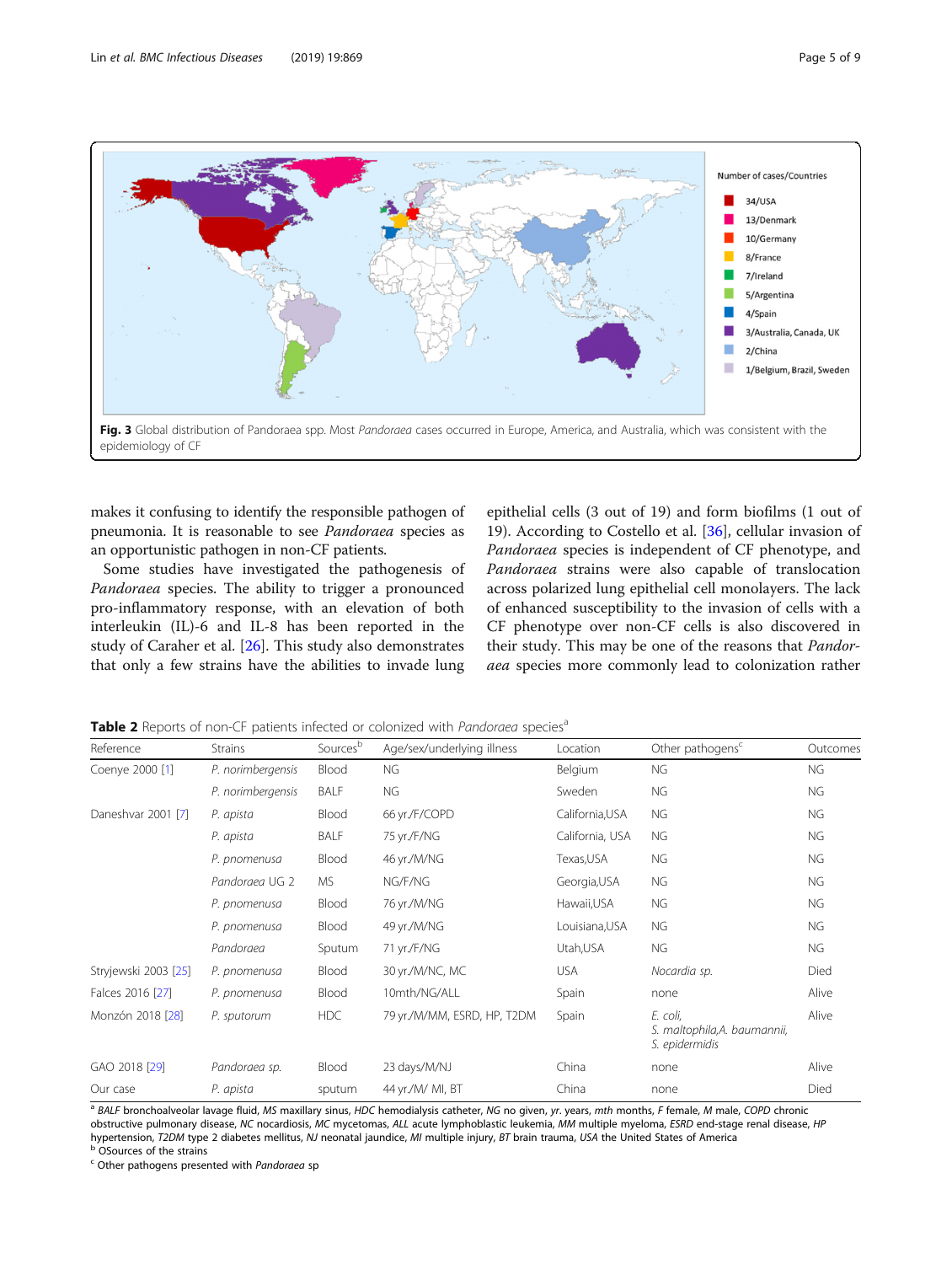Number of cases/Countries

34/USA
13/Denmark
10/Germany
8/France
7/Ireland
5/Argentina
4/Spain
3/Australia, Canada, UK
2/China
1/Belgium, Brazil, Sweden

**Fig. 3** Global distribution of Pandoraea spp. Most *Pandoraea* cases occurred in Europe, America, and Australia, which was consistent with the epidemiology of CF

makes it confusing to identify the responsible pathogen of pneumonia. It is reasonable to see *Pandoraea* species as an opportunistic pathogen in non-CF patients.

Some studies have investigated the pathogenesis of *Pandoraea* species. The ability to trigger a pronounced pro-inflammatory response, with an elevation of both interleukin (IL)-6 and IL-8 has been reported in the study of Caraher et al. [26]. This study also demonstrates that only a few strains have the abilities to invade lung epithelial cells (3 out of 19) and form biofilms (1 out of 19). According to Costello et al. [36], cellular invasion of *Pandoraea* species is independent of CF phenotype, and *Pandoraea* strains were also capable of translocation across polarized lung epithelial cell monolayers. The lack of enhanced susceptibility to the invasion of cells with a CF phenotype over non-CF cells is also discovered in their study. This may be one of the reasons that *Pandoraea* species more commonly lead to colonization rather

**Table 2** Reports of non-CF patients infected or colonized with *Pandoraea* species[a]

| Reference | Strains | Sources[b] | Age/sex/underlying illness | Location | Other pathogens[c] | Outcomes |
|---|---|---|---|---|---|---|
| Coenye 2000 [1] | *P. norimbergensis* | Blood | NG | Belgium | NG | NG |
| | *P. norimbergensis* | BALF | NG | Sweden | NG | NG |
| Daneshvar 2001 [7] | *P. apista* | Blood | 66 yr./F/COPD | California,USA | NG | NG |
| | *P. apista* | BALF | 75 yr./F/NG | California, USA | NG | NG |
| | *P. pnomenusa* | Blood | 46 yr./M/NG | Texas,USA | NG | NG |
| | *Pandoraea* UG 2 | MS | NG/F/NG | Georgia,USA | NG | NG |
| | *P. pnomenusa* | Blood | 76 yr./M/NG | Hawaii,USA | NG | NG |
| | *P. pnomenusa* | Blood | 49 yr./M/NG | Louisiana,USA | NG | NG |
| | *Pandoraea* | Sputum | 71 yr./F/NG | Utah,USA | NG | NG |
| Stryjewski 2003 [25] | *P. pnomenusa* | Blood | 30 yr./M/NC, MC | USA | *Nocardia sp.* | Died |
| Falces 2016 [27] | *P. pnomenusa* | Blood | 10mth/NG/ALL | Spain | none | Alive |
| Monzón 2018 [28] | *P. sputorum* | HDC | 79 yr./M/MM, ESRD, HP, T2DM | Spain | *E. coli*, *S. maltophila*, *A. baumannii*, *S. epidermidis* | Alive |
| GAO 2018 [29] | *Pandoraea sp.* | Blood | 23 days/M/NJ | China | none | Alive |
| Our case | *P. apista* | sputum | 44 yr./M/ MI, BT | China | none | Died |

[a] *BALF* bronchoalveolar lavage fluid, *MS* maxillary sinus, *HDC* hemodialysis catheter, *NG* no given, *yr.* years, *mth* months, *F* female, *M* male, *COPD* chronic obstructive pulmonary disease, *NC* nocardiosis, *MC* mycetomas, *ALL* acute lymphoblastic leukemia, *MM* multiple myeloma, *ESRD* end-stage renal disease, *HP* hypertension, *T2DM* type 2 diabetes mellitus, *NJ* neonatal jaundice, *MI* multiple injury, *BT* brain trauma, *USA* the United States of America
[b] OSources of the strains
[c] Other pathogens presented with *Pandoraea* sp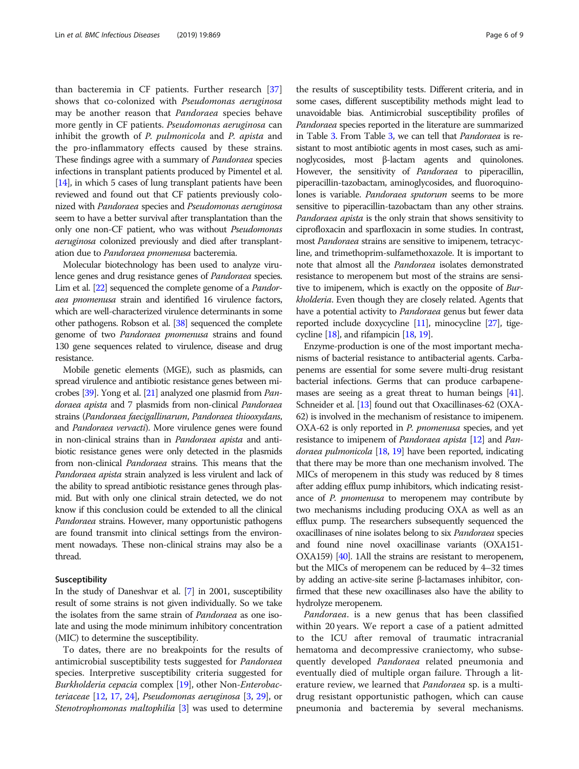than bacteremia in CF patients. Further research [37] shows that co-colonized with *Pseudomonas aeruginosa* may be another reason that *Pandoraea* species behave more gently in CF patients. *Pseudomonas aeruginosa* can inhibit the growth of *P. pulmonicola* and *P. apista* and the pro-inflammatory effects caused by these strains. These findings agree with a summary of *Pandoraea* species infections in transplant patients produced by Pimentel et al. [14], in which 5 cases of lung transplant patients have been reviewed and found out that CF patients previously colonized with *Pandoraea* species and *Pseudomonas aeruginosa* seem to have a better survival after transplantation than the only one non-CF patient, who was without *Pseudomonas aeruginosa* colonized previously and died after transplantation due to *Pandoraea pnomenusa* bacteremia.

Molecular biotechnology has been used to analyze virulence genes and drug resistance genes of *Pandoraea* species. Lim et al. [22] sequenced the complete genome of a *Pandoraea pnomenusa* strain and identified 16 virulence factors, which are well-characterized virulence determinants in some other pathogens. Robson et al. [38] sequenced the complete genome of two *Pandoraea pnomenusa* strains and found 130 gene sequences related to virulence, disease and drug resistance.

Mobile genetic elements (MGE), such as plasmids, can spread virulence and antibiotic resistance genes between microbes [39]. Yong et al. [21] analyzed one plasmid from *Pandoraea apista* and 7 plasmids from non-clinical *Pandoraea* strains (*Pandoraea faecigallinarum*, *Pandoraea thiooxydans*, and *Pandoraea vervacti*). More virulence genes were found in non-clinical strains than in *Pandoraea apista* and antibiotic resistance genes were only detected in the plasmids from non-clinical *Pandoraea* strains. This means that the *Pandoraea apista* strain analyzed is less virulent and lack of the ability to spread antibiotic resistance genes through plasmid. But with only one clinical strain detected, we do not know if this conclusion could be extended to all the clinical *Pandoraea* strains. However, many opportunistic pathogens are found transmit into clinical settings from the environment nowadays. These non-clinical strains may also be a thread.

### Susceptibility

In the study of Daneshvar et al. [7] in 2001, susceptibility result of some strains is not given individually. So we take the isolates from the same strain of *Pandoraea* as one isolate and using the mode minimum inhibitory concentration (MIC) to determine the susceptibility.

To dates, there are no breakpoints for the results of antimicrobial susceptibility tests suggested for *Pandoraea* species. Interpretive susceptibility criteria suggested for *Burkholderia cepacia* complex [19], other Non-*Enterobacteriaceae* [12, 17, 24], *Pseudomonas aeruginosa* [3, 29], or *Stenotrophomonas maltophilia* [3] was used to determine the results of susceptibility tests. Different criteria, and in some cases, different susceptibility methods might lead to unavoidable bias. Antimicrobial susceptibility profiles of *Pandoraea* species reported in the literature are summarized in Table 3. From Table 3, we can tell that *Pandoraea* is resistant to most antibiotic agents in most cases, such as aminoglycosides, most β-lactam agents and quinolones. However, the sensitivity of *Pandoraea* to piperacillin, piperacillin-tazobactam, aminoglycosides, and fluoroquinolones is variable. *Pandoraea sputorum* seems to be more sensitive to piperacillin-tazobactam than any other strains. *Pandoraea apista* is the only strain that shows sensitivity to ciprofloxacin and sparfloxacin in some studies. In contrast, most *Pandoraea* strains are sensitive to imipenem, tetracycline, and trimethoprim-sulfamethoxazole. It is important to note that almost all the *Pandoraea* isolates demonstrated resistance to meropenem but most of the strains are sensitive to imipenem, which is exactly on the opposite of *Burkholderia*. Even though they are closely related. Agents that have a potential activity to *Pandoraea* genus but fewer data reported include doxycycline [11], minocycline [27], tigecycline [18], and rifampicin [18, 19].

Enzyme-production is one of the most important mechanisms of bacterial resistance to antibacterial agents. Carbapenems are essential for some severe multi-drug resistant bacterial infections. Germs that can produce carbapenemases are seeing as a great threat to human beings [41]. Schneider et al. [13] found out that Oxacillinases-62 (OXA-62) is involved in the mechanism of resistance to imipenem. OXA-62 is only reported in *P. pnomenusa* species, and yet resistance to imipenem of *Pandoraea apista* [12] and *Pandoraea pulmonicola* [18, 19] have been reported, indicating that there may be more than one mechanism involved. The MICs of meropenem in this study was reduced by 8 times after adding efflux pump inhibitors, which indicating resistance of *P. pnomenusa* to meropenem may contribute by two mechanisms including producing OXA as well as an efflux pump. The researchers subsequently sequenced the oxacillinases of nine isolates belong to six *Pandoraea* species and found nine novel oxacillinase variants (OXA151-OXA159) [40]. 1All the strains are resistant to meropenem, but the MICs of meropenem can be reduced by 4–32 times by adding an active-site serine β-lactamases inhibitor, confirmed that these new oxacillinases also have the ability to hydrolyze meropenem.

*Pandoraea*. is a new genus that has been classified within 20 years. We report a case of a patient admitted to the ICU after removal of traumatic intracranial hematoma and decompressive craniectomy, who subsequently developed *Pandoraea* related pneumonia and eventually died of multiple organ failure. Through a literature review, we learned that *Pandoraea* sp. is a multi-drug resistant opportunistic pathogen, which can cause pneumonia and bacteremia by several mechanisms.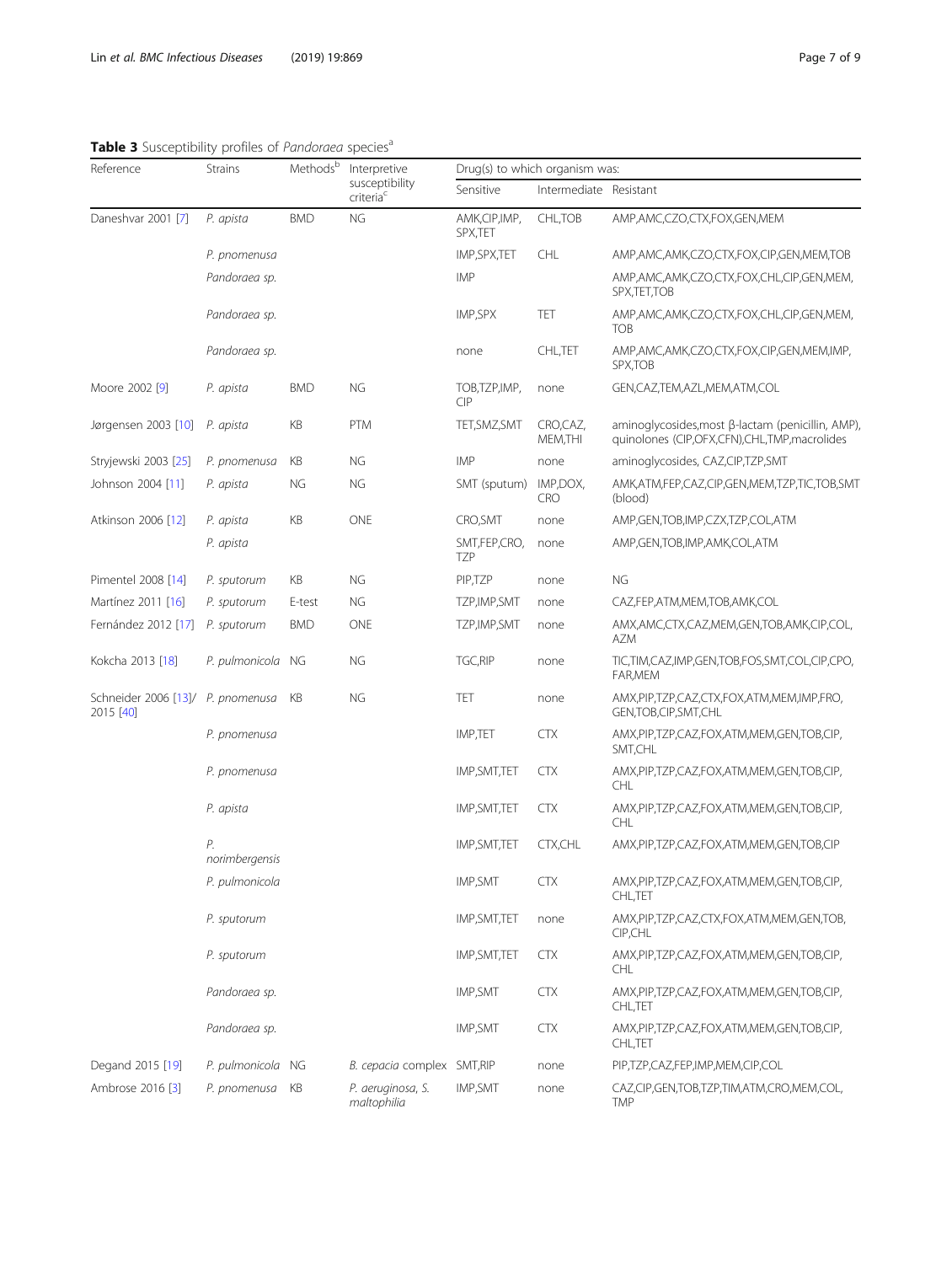**Table 3** Susceptibility profiles of *Pandoraea* species[a]

| Reference | Strains | Methods[b] | Interpretive susceptibility criteria[c] | Drug(s) to which organism was: | | |
|---|---|---|---|---|---|---|
| | | | | Sensitive | Intermediate | Resistant |
| Daneshvar 2001 [7] | *P. apista* | BMD | NG | AMK,CIP,IMP, SPX,TET | CHL,TOB | AMP,AMC,CZO,CTX,FOX,GEN,MEM |
| | *P. pnomenusa* | | | IMP,SPX,TET | CHL | AMP,AMC,AMK,CZO,CTX,FOX,CIP,GEN,MEM,TOB |
| | *Pandoraea sp.* | | | IMP | | AMP,AMC,AMK,CZO,CTX,FOX,CHL,CIP,GEN,MEM, SPX,TET,TOB |
| | *Pandoraea sp.* | | | IMP,SPX | TET | AMP,AMC,AMK,CZO,CTX,FOX,CHL,CIP,GEN,MEM, TOB |
| | *Pandoraea sp.* | | | none | CHL,TET | AMP,AMC,AMK,CZO,CTX,FOX,CIP,GEN,MEM,IMP, SPX,TOB |
| Moore 2002 [9] | *P. apista* | BMD | NG | TOB,TZP,IMP, CIP | none | GEN,CAZ,TEM,AZL,MEM,ATM,COL |
| Jørgensen 2003 [10] | *P. apista* | KB | PTM | TET,SMZ,SMT | CRO,CAZ, MEM,THI | aminoglycosides,most β-lactam (penicillin, AMP), quinolones (CIP,OFX,CFN),CHL,TMP,macrolides |
| Stryjewski 2003 [25] | *P. pnomenusa* | KB | NG | IMP | none | aminoglycosides, CAZ,CIP,TZP,SMT |
| Johnson 2004 [11] | *P. apista* | NG | NG | SMT (sputum) | IMP,DOX, CRO | AMK,ATM,FEP,CAZ,CIP,GEN,MEM,TZP,TIC,TOB,SMT (blood) |
| Atkinson 2006 [12] | *P. apista* | KB | ONE | CRO,SMT | none | AMP,GEN,TOB,IMP,CZX,TZP,COL,ATM |
| | *P. apista* | | | SMT,FEP,CRO, TZP | none | AMP,GEN,TOB,IMP,AMK,COL,ATM |
| Pimentel 2008 [14] | *P. sputorum* | KB | NG | PIP,TZP | none | NG |
| Martínez 2011 [16] | *P. sputorum* | E-test | NG | TZP,IMP,SMT | none | CAZ,FEP,ATM,MEM,TOB,AMK,COL |
| Fernández 2012 [17] | *P. sputorum* | BMD | ONE | TZP,IMP,SMT | none | AMX,AMC,CTX,CAZ,MEM,GEN,TOB,AMK,CIP,COL, AZM |
| Kokcha 2013 [18] | *P. pulmonicola* | NG | NG | TGC,RIP | none | TIC,TIM,CAZ,IMP,GEN,TOB,FOS,SMT,COL,CIP,CPO, FAR,MEM |
| Schneider 2006 [13]/ 2015 [40] | *P. pnomenusa* | KB | NG | TET | none | AMX,PIP,TZP,CAZ,CTX,FOX,ATM,MEM,IMP,FRO, GEN,TOB,CIP,SMT,CHL |
| | *P. pnomenusa* | | | IMP,TET | CTX | AMX,PIP,TZP,CAZ,FOX,ATM,MEM,GEN,TOB,CIP, SMT,CHL |
| | *P. pnomenusa* | | | IMP,SMT,TET | CTX | AMX,PIP,TZP,CAZ,FOX,ATM,MEM,GEN,TOB,CIP, CHL |
| | *P. apista* | | | IMP,SMT,TET | CTX | AMX,PIP,TZP,CAZ,FOX,ATM,MEM,GEN,TOB,CIP, CHL |
| | *P. norimbergensis* | | | IMP,SMT,TET | CTX,CHL | AMX,PIP,TZP,CAZ,FOX,ATM,MEM,GEN,TOB,CIP |
| | *P. pulmonicola* | | | IMP,SMT | CTX | AMX,PIP,TZP,CAZ,FOX,ATM,MEM,GEN,TOB,CIP, CHL,TET |
| | *P. sputorum* | | | IMP,SMT,TET | none | AMX,PIP,TZP,CAZ,CTX,FOX,ATM,MEM,GEN,TOB, CIP,CHL |
| | *P. sputorum* | | | IMP,SMT,TET | CTX | AMX,PIP,TZP,CAZ,FOX,ATM,MEM,GEN,TOB,CIP, CHL |
| | *Pandoraea sp.* | | | IMP,SMT | CTX | AMX,PIP,TZP,CAZ,FOX,ATM,MEM,GEN,TOB,CIP, CHL,TET |
| | *Pandoraea sp.* | | | IMP,SMT | CTX | AMX,PIP,TZP,CAZ,FOX,ATM,MEM,GEN,TOB,CIP, CHL,TET |
| Degand 2015 [19] | *P. pulmonicola* | NG | *B. cepacia* complex | SMT,RIP | none | PIP,TZP,CAZ,FEP,IMP,MEM,CIP,COL |
| Ambrose 2016 [3] | *P. pnomenusa* | KB | *P. aeruginosa*, *S. maltophilia* | IMP,SMT | none | CAZ,CIP,GEN,TOB,TZP,TIM,ATM,CRO,MEM,COL, TMP |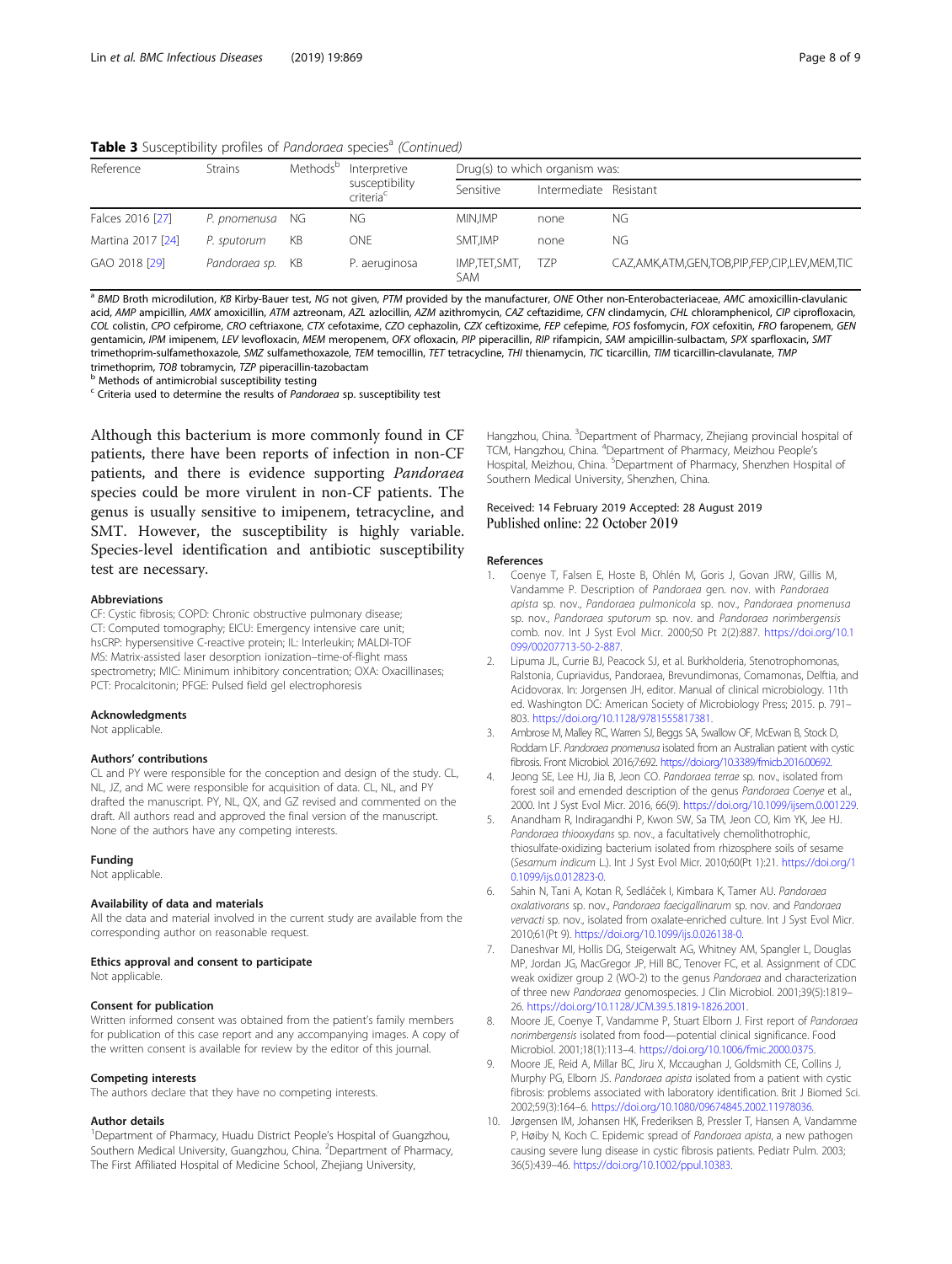**Table 3** Susceptibility profiles of *Pandoraea* species[a] *(Continued)*

| Reference | Strains | Methods[b] | Interpretive susceptibility criteria[c] | Drug(s) to which organism was: | | |
|---|---|---|---|---|---|---|
| | | | | Sensitive | Intermediate | Resistant |
| Falces 2016 [27] | *P. pnomenusa* | NG | NG | MIN,IMP | none | NG |
| Martina 2017 [24] | *P. sputorum* | KB | ONE | SMT,IMP | none | NG |
| GAO 2018 [29] | *Pandoraea sp.* | KB | P. aeruginosa | IMP,TET,SMT, SAM | TZP | CAZ,AMK,ATM,GEN,TOB,PIP,FEP,CIP,LEV,MEM,TIC |

[a] *BMD* Broth microdilution, *KB* Kirby-Bauer test, *NG* not given, *PTM* provided by the manufacturer, *ONE* Other non-Enterobacteriaceae, *AMC* amoxicillin-clavulanic acid, *AMP* ampicillin, *AMX* amoxicillin, *ATM* aztreonam, *AZL* azlocillin, *AZM* azithromycin, *CAZ* ceftazidime, *CFN* clindamycin, *CHL* chloramphenicol, *CIP* ciprofloxacin, *COL* colistin, *CPO* cefpirome, *CRO* ceftriaxone, *CTX* cefotaxime, *CZO* cephazolin, *CZX* ceftizoxime, *FEP* cefepime, *FOS* fosfomycin, *FOX* cefoxitin, *FRO* faropenem, *GEN* gentamicin, *IPM* imipenem, *LEV* levofloxacin, *MEM* meropenem, *OFX* ofloxacin, *PIP* piperacillin, *RIP* rifampicin, *SAM* ampicillin-sulbactam, *SPX* sparfloxacin, *SMT* trimethoprim-sulfamethoxazole, *SMZ* sulfamethoxazole, *TEM* temocillin, *TET* tetracycline, *THI* thienamycin, *TIC* ticarcillin, *TIM* ticarcillin-clavulanate, *TMP* trimethoprim, *TOB* tobramycin, *TZP* piperacillin-tazobactam

[b] Methods of antimicrobial susceptibility testing

[c] Criteria used to determine the results of *Pandoraea* sp. susceptibility test

Although this bacterium is more commonly found in CF patients, there have been reports of infection in non-CF patients, and there is evidence supporting *Pandoraea* species could be more virulent in non-CF patients. The genus is usually sensitive to imipenem, tetracycline, and SMT. However, the susceptibility is highly variable. Species-level identification and antibiotic susceptibility test are necessary.

### Abbreviations
CF: Cystic fibrosis; COPD: Chronic obstructive pulmonary disease; CT: Computed tomography; EICU: Emergency intensive care unit; hsCRP: hypersensitive C-reactive protein; IL: Interleukin; MALDI-TOF MS: Matrix-assisted laser desorption ionization–time-of-flight mass spectrometry; MIC: Minimum inhibitory concentration; OXA: Oxacillinases; PCT: Procalcitonin; PFGE: Pulsed field gel electrophoresis

### Acknowledgments
Not applicable.

### Authors' contributions
CL and PY were responsible for the conception and design of the study. CL, NL, JZ, and MC were responsible for acquisition of data. CL, NL, and PY drafted the manuscript. PY, NL, QX, and GZ revised and commented on the draft. All authors read and approved the final version of the manuscript. None of the authors have any competing interests.

### Funding
Not applicable.

### Availability of data and materials
All the data and material involved in the current study are available from the corresponding author on reasonable request.

### Ethics approval and consent to participate
Not applicable.

### Consent for publication
Written informed consent was obtained from the patient's family members for publication of this case report and any accompanying images. A copy of the written consent is available for review by the editor of this journal.

### Competing interests
The authors declare that they have no competing interests.

### Author details
[1]Department of Pharmacy, Huadu District People's Hospital of Guangzhou, Southern Medical University, Guangzhou, China. [2]Department of Pharmacy, The First Affiliated Hospital of Medicine School, Zhejiang University, Hangzhou, China. [3]Department of Pharmacy, Zhejiang provincial hospital of TCM, Hangzhou, China. [4]Department of Pharmacy, Meizhou People's Hospital, Meizhou, China. [5]Department of Pharmacy, Shenzhen Hospital of Southern Medical University, Shenzhen, China.

Received: 14 February 2019 Accepted: 28 August 2019
Published online: 22 October 2019

### References
1. Coenye T, Falsen E, Hoste B, Ohlén M, Goris J, Govan JRW, Gillis M, Vandamme P. Description of *Pandoraea* gen. nov. with *Pandoraea apista* sp. nov., *Pandoraea pulmonicola* sp. nov., *Pandoraea pnomenusa* sp. nov., *Pandoraea sputorum* sp. nov. and *Pandoraea norimbergensis* comb. nov. Int J Syst Evol Micr. 2000;50 Pt 2(2):887. https://doi.org/10.1099/00207713-50-2-887.
2. Lipuma JL, Currie BJ, Peacock SJ, et al. Burkholderia, Stenotrophomonas, Ralstonia, Cupriavidus, Pandoraea, Brevundimonas, Comamonas, Delftia, and Acidovorax. In: Jorgensen JH, editor. Manual of clinical microbiology. 11th ed. Washington DC: American Society of Microbiology Press; 2015. p. 791–803. https://doi.org/10.1128/9781555817381.
3. Ambrose M, Malley RC, Warren SJ, Beggs SA, Swallow OF, McEwan B, Stock D, Roddam LF. *Pandoraea pnomenusa* isolated from an Australian patient with cystic fibrosis. Front Microbiol. 2016;7:692. https://doi.org/10.3389/fmicb.2016.00692.
4. Jeong SE, Lee HJ, Jia B, Jeon CO. *Pandoraea terrae* sp. nov., isolated from forest soil and emended description of the genus *Pandoraea Coenye* et al., 2000. Int J Syst Evol Micr. 2016, 66(9). https://doi.org/10.1099/ijsem.0.001229.
5. Anandham R, Indiragandhi P, Kwon SW, Sa TM, Jeon CO, Kim YK, Jee HJ. *Pandoraea thiooxydans* sp. nov., a facultatively chemolithotrophic, thiosulfate-oxidizing bacterium isolated from rhizosphere soils of sesame (*Sesamum indicum* L.). Int J Syst Evol Micr. 2010;60(Pt 1):21. https://doi.org/10.1099/ijs.0.012823-0.
6. Sahin N, Tani A, Kotan R, Sedláček I, Kimbara K, Tamer AU. *Pandoraea oxalativorans* sp. nov., *Pandoraea faecigallinarum* sp. nov. and *Pandoraea vervacti* sp. nov., isolated from oxalate-enriched culture. Int J Syst Evol Micr. 2010;61(Pt 9). https://doi.org/10.1099/ijs.0.026138-0.
7. Daneshvar MI, Hollis DG, Steigerwalt AG, Whitney AM, Spangler L, Douglas MP, Jordan JG, MacGregor JP, Hill BC, Tenover FC, et al. Assignment of CDC weak oxidizer group 2 (WO-2) to the genus *Pandoraea* and characterization of three new *Pandoraea* genomospecies. J Clin Microbiol. 2001;39(5):1819–26. https://doi.org/10.1128/JCM.39.5.1819-1826.2001.
8. Moore JE, Coenye T, Vandamme P, Stuart Elborn J. First report of *Pandoraea norimbergensis* isolated from food—potential clinical significance. Food Microbiol. 2001;18(1):113–4. https://doi.org/10.1006/fmic.2000.0375.
9. Moore JE, Reid A, Millar BC, Jiru X, Mccaughan J, Goldsmith CE, Collins J, Murphy PG, Elborn JS. *Pandoraea apista* isolated from a patient with cystic fibrosis: problems associated with laboratory identification. Brit J Biomed Sci. 2002;59(3):164–6. https://doi.org/10.1080/09674845.2002.11978036.
10. Jørgensen IM, Johansen HK, Frederiksen B, Pressler T, Hansen A, Vandamme P, Høiby N, Koch C. Epidemic spread of *Pandoraea apista*, a new pathogen causing severe lung disease in cystic fibrosis patients. Pediatr Pulm. 2003;36(5):439–46. https://doi.org/10.1002/ppul.10383.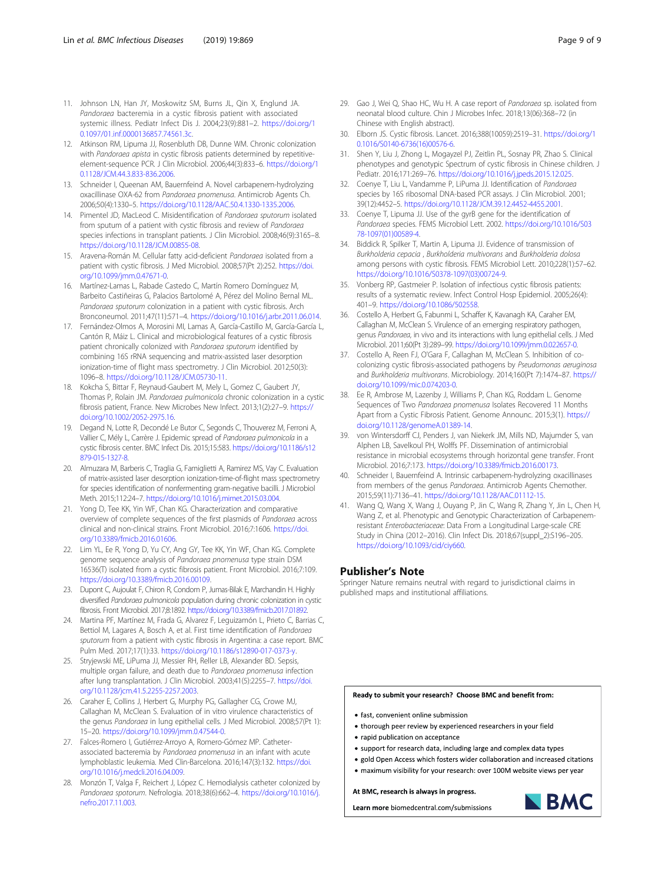11. Johnson LN, Han JY, Moskowitz SM, Burns JL, Qin X, Englund JA. *Pandoraea* bacteremia in a cystic fibrosis patient with associated systemic illness. Pediatr Infect Dis J. 2004;23(9):881–2. https://doi.org/10.1097/01.inf.0000136857.74561.3c.
12. Atkinson RM, Lipuma JJ, Rosenbluth DB, Dunne WM. Chronic colonization with *Pandoraea apista* in cystic fibrosis patients determined by repetitive-element-sequence PCR. J Clin Microbiol. 2006;44(3):833–6. https://doi.org/10.1128/JCM.44.3.833-836.2006.
13. Schneider I, Queenan AM, Bauernfeind A. Novel carbapenem-hydrolyzing oxacillinase OXA-62 from *Pandoraea pnomenusa*. Antimicrob Agents Ch. 2006;50(4):1330–5. https://doi.org/10.1128/AAC.50.4.1330-1335.2006.
14. Pimentel JD, MacLeod C. Misidentification of *Pandoraea sputorum* isolated from sputum of a patient with cystic fibrosis and review of *Pandoraea* species infections in transplant patients. J Clin Microbiol. 2008;46(9):3165–8. https://doi.org/10.1128/JCM.00855-08.
15. Aravena-Román M. Cellular fatty acid-deficient *Pandoraea* isolated from a patient with cystic fibrosis. J Med Microbiol. 2008;57(Pt 2):252. https://doi.org/10.1099/jmm.0.47671-0.
16. Martínez-Lamas L, Rabade Castedo C, Martín Romero Domínguez M, Barbeito Castiñeiras G, Palacios Bartolomé A, Pérez del Molino Bernal ML. *Pandoraea sputorum* colonization in a patient with cystic fibrosis. Arch Bronconeumol. 2011;47(11):571–4. https://doi.org/10.1016/j.arbr.2011.06.014.
17. Fernández-Olmos A, Morosini MI, Lamas A, García-Castillo M, García-García L, Cantón R, Máiz L. Clinical and microbiological features of a cystic fibrosis patient chronically colonized with *Pandoraea sputorum* identified by combining 16S rRNA sequencing and matrix-assisted laser desorption ionization-time of flight mass spectrometry. J Clin Microbiol. 2012;50(3):1096–8. https://doi.org/10.1128/JCM.05730-11.
18. Kokcha S, Bittar F, Reynaud-Gaubert M, Mely L, Gomez C, Gaubert JY, Thomas P, Rolain JM. *Pandoraea pulmonicola* chronic colonization in a cystic fibrosis patient, France. New Microbes New Infect. 2013;1(2):27–9. https://doi.org/10.1002/2052-2975.16.
19. Degand N, Lotte R, Decondé Le Butor C, Segonds C, Thouverez M, Ferroni A, Vallier C, Mély L, Carrère J. Epidemic spread of *Pandoraea pulmonicola* in a cystic fibrosis center. BMC Infect Dis. 2015;15:583. https://doi.org/10.1186/s12879-015-1327-8.
20. Almuzara M, Barberis C, Traglia G, Famiglietti A, Ramirez MS, Vay C. Evaluation of matrix-assisted laser desorption ionization-time-of-flight mass spectrometry for species identification of nonfermenting gram-negative bacilli. J Microbiol Meth. 2015;112:24–7. https://doi.org/10.1016/j.mimet.2015.03.004.
21. Yong D, Tee KK, Yin WF, Chan KG. Characterization and comparative overview of complete sequences of the first plasmids of *Pandoraea* across clinical and non-clinical strains. Front Microbiol. 2016;7:1606. https://doi.org/10.3389/fmicb.2016.01606.
22. Lim YL, Ee R, Yong D, Yu CY, Ang GY, Tee KK, Yin WF, Chan KG. Complete genome sequence analysis of *Pandoraea pnomenusa* type strain DSM 16536(T) isolated from a cystic fibrosis patient. Front Microbiol. 2016;7:109. https://doi.org/10.3389/fmicb.2016.00109.
23. Dupont C, Aujoulat F, Chiron R, Condom P, Jumas-Bilak E, Marchandin H. Highly diversified *Pandoraea pulmonicola* population during chronic colonization in cystic fibrosis. Front Microbiol. 2017;8:1892. https://doi.org/10.3389/fmicb.2017.01892.
24. Martina PF, Martínez M, Frada G, Alvarez F, Leguizamón L, Prieto C, Barrias C, Bettiol M, Lagares A, Bosch A, et al. First time identification of *Pandoraea sputorum* from a patient with cystic fibrosis in Argentina: a case report. BMC Pulm Med. 2017;17(1):33. https://doi.org/10.1186/s12890-017-0373-y.
25. Stryjewski ME, LiPuma JJ, Messier RH, Reller LB, Alexander BD. Sepsis, multiple organ failure, and death due to *Pandoraea pnomenusa* infection after lung transplantation. J Clin Microbiol. 2003;41(5):2255–7. https://doi.org/10.1128/jcm.41.5.2255-2257.2003.
26. Caraher E, Collins J, Herbert G, Murphy PG, Gallagher CG, Crowe MJ, Callaghan M, McClean S. Evaluation of in vitro virulence characteristics of the genus *Pandoraea* in lung epithelial cells. J Med Microbiol. 2008;57(Pt 1):15–20. https://doi.org/10.1099/jmm.0.47544-0.
27. Falces-Romero I, Gutiérrez-Arroyo A, Romero-Gómez MP. Catheter-associated bacteremia by *Pandoraea pnomenusa* in an infant with acute lymphoblastic leukemia. Med Clin-Barcelona. 2016;147(3):132. https://doi.org/10.1016/j.medcli.2016.04.009.
28. Monzón T, Valga F, Reichert J, López C. Hemodialysis catheter colonized by *Pandoraea sputorum*. Nefrologia. 2018;38(6):662–4. https://doi.org/10.1016/j.nefro.2017.11.003.
29. Gao J, Wei Q, Shao HC, Wu H. A case report of *Pandoraea* sp. isolated from neonatal blood culture. Chin J Microbes Infec. 2018;13(06):368–72 (in Chinese with English abstract).
30. Elborn JS. Cystic fibrosis. Lancet. 2016;388(10059):2519–31. https://doi.org/10.1016/S0140-6736(16)00576-6.
31. Shen Y, Liu J, Zhong L, Mogayzel PJ, Zeitlin PL, Sosnay PR, Zhao S. Clinical phenotypes and genotypic Spectrum of cystic fibrosis in Chinese children. J Pediatr. 2016;171:269–76. https://doi.org/10.1016/j.jpeds.2015.12.025.
32. Coenye T, Liu L, Vandamme P, LiPuma JJ. Identification of *Pandoraea* species by 16S ribosomal DNA-based PCR assays. J Clin Microbiol. 2001;39(12):4452–5. https://doi.org/10.1128/JCM.39.12.4452-4455.2001.
33. Coenye T, Lipuma JJ. Use of the gyrB gene for the identification of *Pandoraea* species. FEMS Microbiol Lett. 2002. https://doi.org/10.1016/S0378-1097(01)00589-4.
34. Biddick R, Spilker T, Martin A, Lipuma JJ. Evidence of transmission of *Burkholderia cepacia* , *Burkholderia multivorans* and *Burkholderia dolosa* among persons with cystic fibrosis. FEMS Microbiol Lett. 2010;228(1):57–62. https://doi.org/10.1016/S0378-1097(03)00724-9.
35. Vonberg RP, Gastmeier P. Isolation of infectious cystic fibrosis patients: results of a systematic review. Infect Control Hosp Epidemiol. 2005;26(4):401–9. https://doi.org/10.1086/502558.
36. Costello A, Herbert G, Fabunmi L, Schaffer K, Kavanagh KA, Caraher EM, Callaghan M, McClean S. Virulence of an emerging respiratory pathogen, genus *Pandoraea*, in vivo and its interactions with lung epithelial cells. J Med Microbiol. 2011;60(Pt 3):289–99. https://doi.org/10.1099/jmm.0.022657-0.
37. Costello A, Reen FJ, O'Gara F, Callaghan M, McClean S. Inhibition of co-colonizing cystic fibrosis-associated pathogens by *Pseudomonas aeruginosa* and *Burkholderia multivorans*. Microbiology. 2014;160(Pt 7):1474–87. https://doi.org/10.1099/mic.0.074203-0.
38. Ee R, Ambrose M, Lazenby J, Williams P, Chan KG, Roddam L. Genome Sequences of Two *Pandoraea pnomenusa* Isolates Recovered 11 Months Apart from a Cystic Fibrosis Patient. Genome Announc. 2015;3(1). https://doi.org/10.1128/genomeA.01389-14.
39. von Wintersdorff CJ, Penders J, van Niekerk JM, Mills ND, Majumder S, van Alphen LB, Savelkoul PH, Wolffs PF. Dissemination of antimicrobial resistance in microbial ecosystems through horizontal gene transfer. Front Microbiol. 2016;7:173. https://doi.org/10.3389/fmicb.2016.00173.
40. Schneider I, Bauernfeind A. Intrinsic carbapenem-hydrolyzing oxacillinases from members of the genus *Pandoraea*. Antimicrob Agents Chemother. 2015;59(11):7136–41. https://doi.org/10.1128/AAC.01112-15.
41. Wang Q, Wang X, Wang J, Ouyang P, Jin C, Wang R, Zhang Y, Jin L, Chen H, Wang Z, et al. Phenotypic and Genotypic Characterization of Carbapenem-resistant *Enterobacteriaceae*: Data From a Longitudinal Large-scale CRE Study in China (2012–2016). Clin Infect Dis. 2018;67(suppl_2):S196–205. https://doi.org/10.1093/cid/ciy660.

## Publisher's Note

Springer Nature remains neutral with regard to jurisdictional claims in published maps and institutional affiliations.

**Ready to submit your research? Choose BMC and benefit from:**

- fast, convenient online submission
- thorough peer review by experienced researchers in your field
- rapid publication on acceptance
- support for research data, including large and complex data types
- gold Open Access which fosters wider collaboration and increased citations
- maximum visibility for your research: over 100M website views per year

**At BMC, research is always in progress.**

**Learn more** biomedcentral.com/submissions

BMC